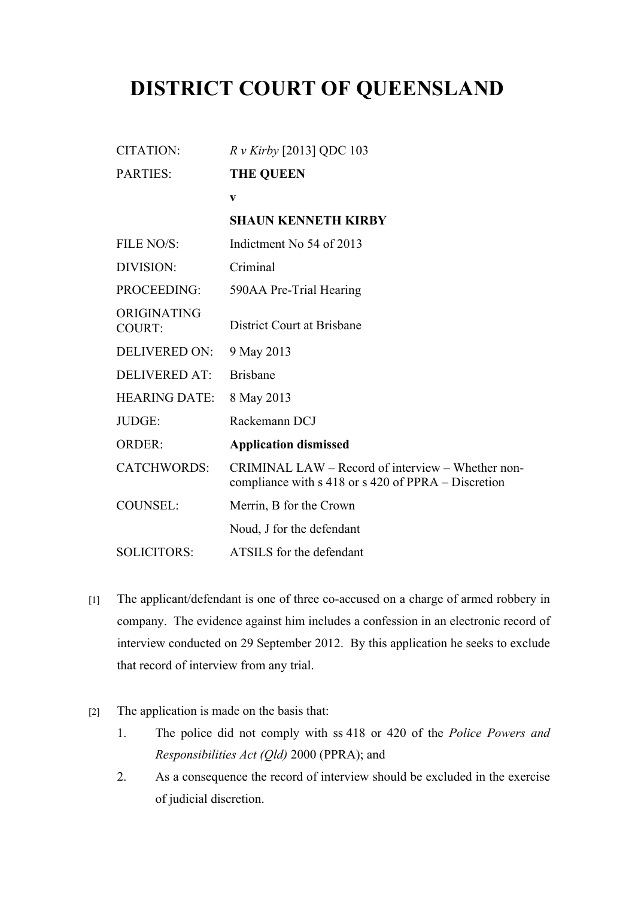# DISTRICT COURT OF QUEENSLAND

| | |
|---|---|
| CITATION: | *R v Kirby* [2013] QDC 103 |
| PARTIES: | **THE QUEEN** |
| | **v** |
| | **SHAUN KENNETH KIRBY** |
| FILE NO/S: | Indictment No 54 of 2013 |
| DIVISION: | Criminal |
| PROCEEDING: | 590AA Pre-Trial Hearing |
| ORIGINATING COURT: | District Court at Brisbane |
| DELIVERED ON: | 9 May 2013 |
| DELIVERED AT: | Brisbane |
| HEARING DATE: | 8 May 2013 |
| JUDGE: | Rackemann DCJ |
| ORDER: | **Application dismissed** |
| CATCHWORDS: | CRIMINAL LAW – Record of interview – Whether non-compliance with s 418 or s 420 of PPRA – Discretion |
| COUNSEL: | Merrin, B for the Crown |
| | Noud, J for the defendant |
| SOLICITORS: | ATSILS for the defendant |

[1] The applicant/defendant is one of three co-accused on a charge of armed robbery in company. The evidence against him includes a confession in an electronic record of interview conducted on 29 September 2012. By this application he seeks to exclude that record of interview from any trial.

[2] The application is made on the basis that:

1. The police did not comply with ss 418 or 420 of the *Police Powers and Responsibilities Act (Qld)* 2000 (PPRA); and
2. As a consequence the record of interview should be excluded in the exercise of judicial discretion.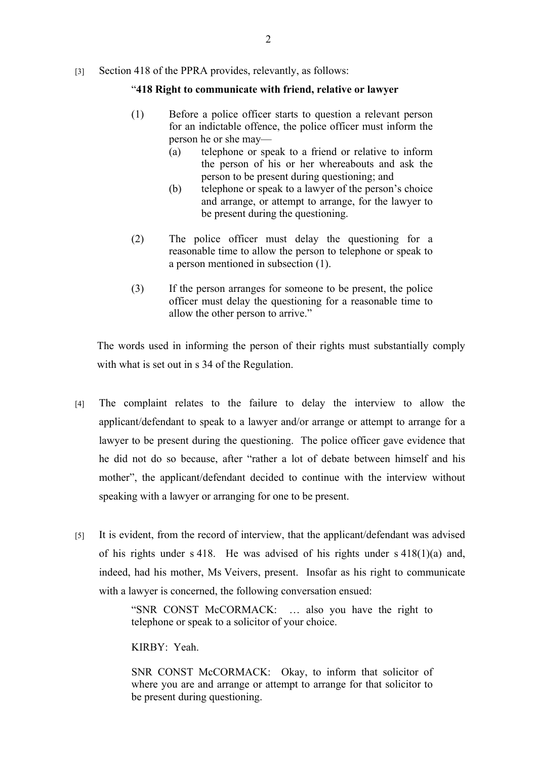[3] Section 418 of the PPRA provides, relevantly, as follows:

> "**418 Right to communicate with friend, relative or lawyer**
>
> (1) Before a police officer starts to question a relevant person for an indictable offence, the police officer must inform the person he or she may—
>
> (a) telephone or speak to a friend or relative to inform the person of his or her whereabouts and ask the person to be present during questioning; and
>
> (b) telephone or speak to a lawyer of the person's choice and arrange, or attempt to arrange, for the lawyer to be present during the questioning.
>
> (2) The police officer must delay the questioning for a reasonable time to allow the person to telephone or speak to a person mentioned in subsection (1).
>
> (3) If the person arranges for someone to be present, the police officer must delay the questioning for a reasonable time to allow the other person to arrive."

The words used in informing the person of their rights must substantially comply with what is set out in s 34 of the Regulation.

[4] The complaint relates to the failure to delay the interview to allow the applicant/defendant to speak to a lawyer and/or arrange or attempt to arrange for a lawyer to be present during the questioning. The police officer gave evidence that he did not do so because, after "rather a lot of debate between himself and his mother", the applicant/defendant decided to continue with the interview without speaking with a lawyer or arranging for one to be present.

[5] It is evident, from the record of interview, that the applicant/defendant was advised of his rights under s 418. He was advised of his rights under s 418(1)(a) and, indeed, had his mother, Ms Veivers, present. Insofar as his right to communicate with a lawyer is concerned, the following conversation ensued:

> "SNR CONST McCORMACK: … also you have the right to telephone or speak to a solicitor of your choice.
>
> KIRBY: Yeah.
>
> SNR CONST McCORMACK: Okay, to inform that solicitor of where you are and arrange or attempt to arrange for that solicitor to be present during questioning.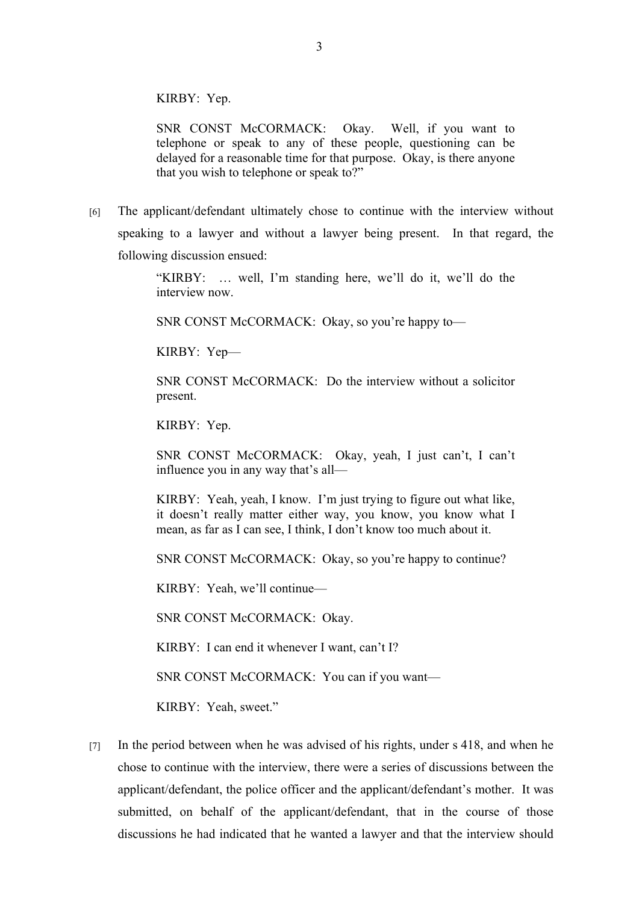KIRBY: Yep.

SNR CONST McCORMACK: Okay. Well, if you want to telephone or speak to any of these people, questioning can be delayed for a reasonable time for that purpose. Okay, is there anyone that you wish to telephone or speak to?"

[6] The applicant/defendant ultimately chose to continue with the interview without speaking to a lawyer and without a lawyer being present. In that regard, the following discussion ensued:

> "KIRBY: … well, I'm standing here, we'll do it, we'll do the interview now.
>
> SNR CONST McCORMACK: Okay, so you're happy to—
>
> KIRBY: Yep—
>
> SNR CONST McCORMACK: Do the interview without a solicitor present.
>
> KIRBY: Yep.
>
> SNR CONST McCORMACK: Okay, yeah, I just can't, I can't influence you in any way that's all—
>
> KIRBY: Yeah, yeah, I know. I'm just trying to figure out what like, it doesn't really matter either way, you know, you know what I mean, as far as I can see, I think, I don't know too much about it.
>
> SNR CONST McCORMACK: Okay, so you're happy to continue?
>
> KIRBY: Yeah, we'll continue—
>
> SNR CONST McCORMACK: Okay.
>
> KIRBY: I can end it whenever I want, can't I?
>
> SNR CONST McCORMACK: You can if you want—
>
> KIRBY: Yeah, sweet."

[7] In the period between when he was advised of his rights, under s 418, and when he chose to continue with the interview, there were a series of discussions between the applicant/defendant, the police officer and the applicant/defendant's mother. It was submitted, on behalf of the applicant/defendant, that in the course of those discussions he had indicated that he wanted a lawyer and that the interview should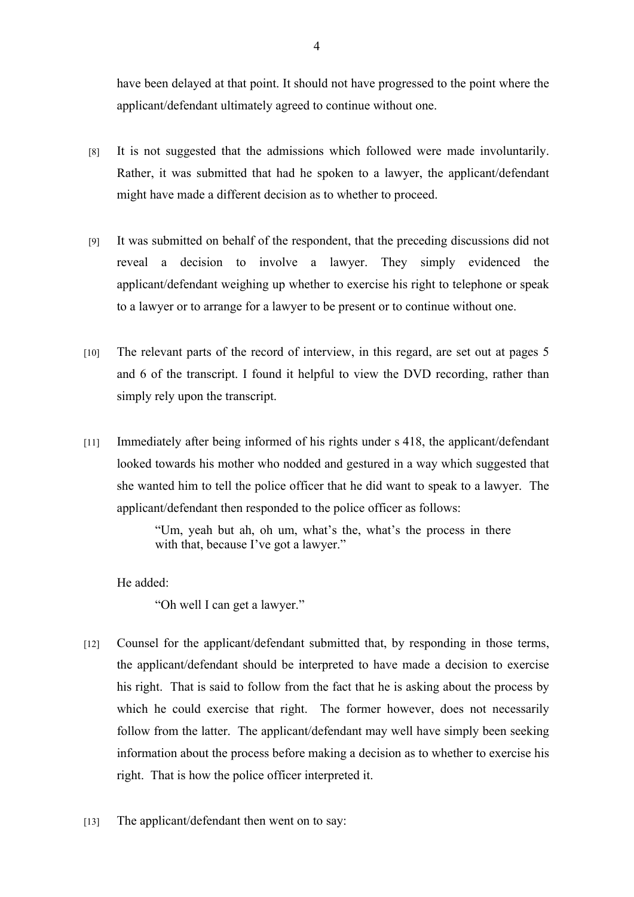have been delayed at that point. It should not have progressed to the point where the applicant/defendant ultimately agreed to continue without one.

[8] It is not suggested that the admissions which followed were made involuntarily. Rather, it was submitted that had he spoken to a lawyer, the applicant/defendant might have made a different decision as to whether to proceed.

[9] It was submitted on behalf of the respondent, that the preceding discussions did not reveal a decision to involve a lawyer. They simply evidenced the applicant/defendant weighing up whether to exercise his right to telephone or speak to a lawyer or to arrange for a lawyer to be present or to continue without one.

[10] The relevant parts of the record of interview, in this regard, are set out at pages 5 and 6 of the transcript. I found it helpful to view the DVD recording, rather than simply rely upon the transcript.

[11] Immediately after being informed of his rights under s 418, the applicant/defendant looked towards his mother who nodded and gestured in a way which suggested that she wanted him to tell the police officer that he did want to speak to a lawyer. The applicant/defendant then responded to the police officer as follows:

> "Um, yeah but ah, oh um, what's the, what's the process in there with that, because I've got a lawyer."

He added:

> "Oh well I can get a lawyer."

[12] Counsel for the applicant/defendant submitted that, by responding in those terms, the applicant/defendant should be interpreted to have made a decision to exercise his right. That is said to follow from the fact that he is asking about the process by which he could exercise that right. The former however, does not necessarily follow from the latter. The applicant/defendant may well have simply been seeking information about the process before making a decision as to whether to exercise his right. That is how the police officer interpreted it.

[13] The applicant/defendant then went on to say: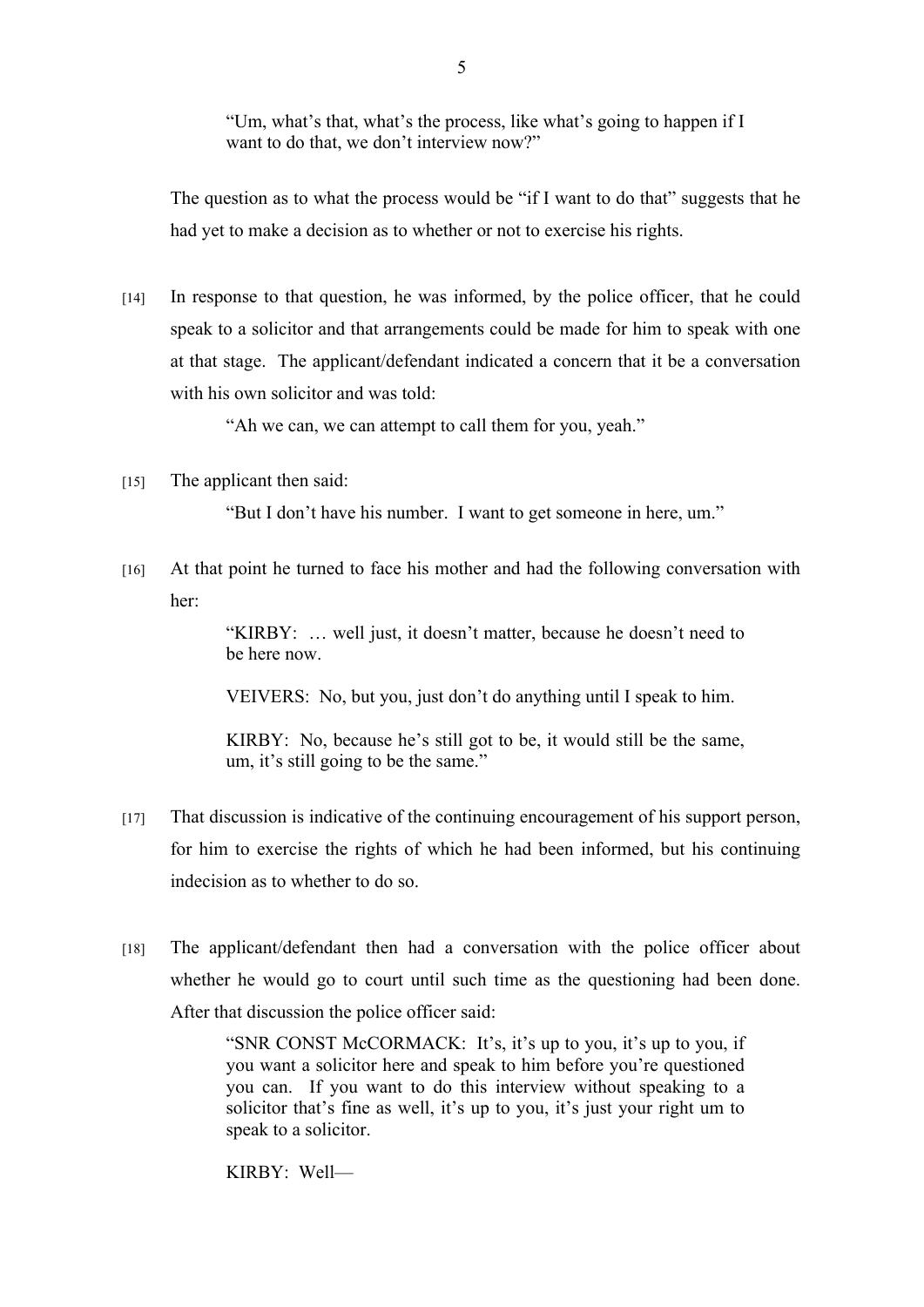> "Um, what's that, what's the process, like what's going to happen if I want to do that, we don't interview now?"

The question as to what the process would be "if I want to do that" suggests that he had yet to make a decision as to whether or not to exercise his rights.

[14] In response to that question, he was informed, by the police officer, that he could speak to a solicitor and that arrangements could be made for him to speak with one at that stage. The applicant/defendant indicated a concern that it be a conversation with his own solicitor and was told:

> "Ah we can, we can attempt to call them for you, yeah."

[15] The applicant then said:

> "But I don't have his number. I want to get someone in here, um."

[16] At that point he turned to face his mother and had the following conversation with her:

> "KIRBY: … well just, it doesn't matter, because he doesn't need to be here now.
>
> VEIVERS: No, but you, just don't do anything until I speak to him.
>
> KIRBY: No, because he's still got to be, it would still be the same, um, it's still going to be the same."

[17] That discussion is indicative of the continuing encouragement of his support person, for him to exercise the rights of which he had been informed, but his continuing indecision as to whether to do so.

[18] The applicant/defendant then had a conversation with the police officer about whether he would go to court until such time as the questioning had been done. After that discussion the police officer said:

> "SNR CONST McCORMACK: It's, it's up to you, it's up to you, if you want a solicitor here and speak to him before you're questioned you can. If you want to do this interview without speaking to a solicitor that's fine as well, it's up to you, it's just your right um to speak to a solicitor.
>
> KIRBY: Well—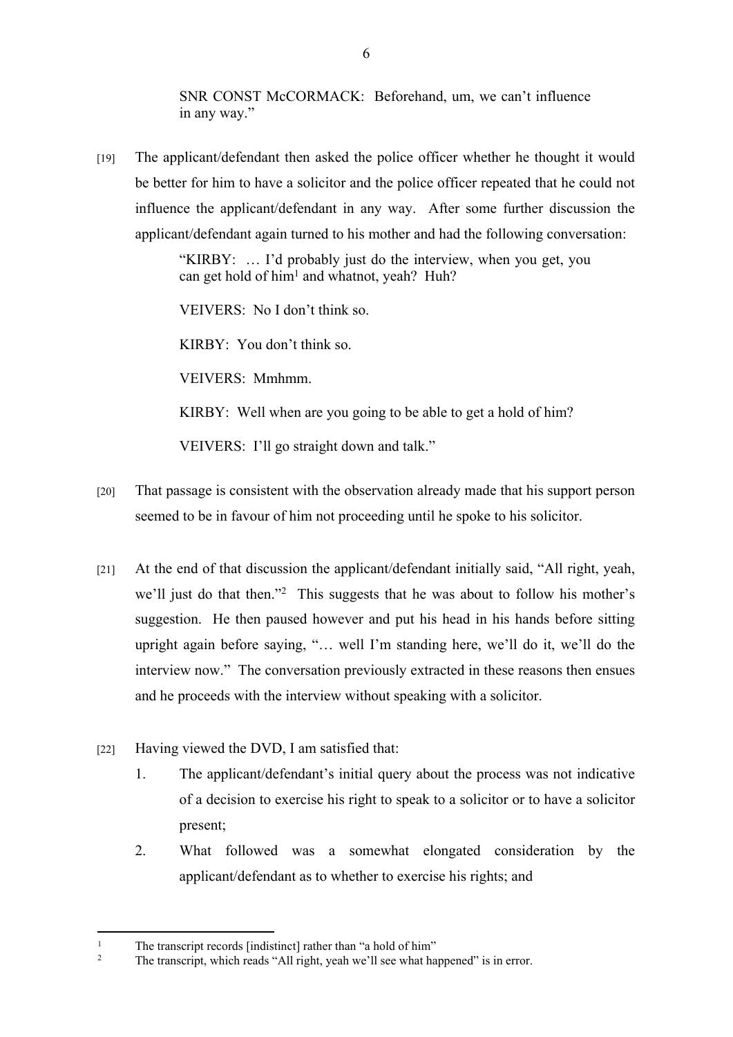SNR CONST McCORMACK: Beforehand, um, we can't influence in any way."

[19] The applicant/defendant then asked the police officer whether he thought it would be better for him to have a solicitor and the police officer repeated that he could not influence the applicant/defendant in any way. After some further discussion the applicant/defendant again turned to his mother and had the following conversation:

> "KIRBY: … I'd probably just do the interview, when you get, you can get hold of him[1] and whatnot, yeah? Huh?
>
> VEIVERS: No I don't think so.
>
> KIRBY: You don't think so.
>
> VEIVERS: Mmhmm.
>
> KIRBY: Well when are you going to be able to get a hold of him?
>
> VEIVERS: I'll go straight down and talk."

[20] That passage is consistent with the observation already made that his support person seemed to be in favour of him not proceeding until he spoke to his solicitor.

[21] At the end of that discussion the applicant/defendant initially said, "All right, yeah, we'll just do that then."[2] This suggests that he was about to follow his mother's suggestion. He then paused however and put his head in his hands before sitting upright again before saying, "… well I'm standing here, we'll do it, we'll do the interview now." The conversation previously extracted in these reasons then ensues and he proceeds with the interview without speaking with a solicitor.

[22] Having viewed the DVD, I am satisfied that:

1. The applicant/defendant's initial query about the process was not indicative of a decision to exercise his right to speak to a solicitor or to have a solicitor present;
2. What followed was a somewhat elongated consideration by the applicant/defendant as to whether to exercise his rights; and

---

[1] The transcript records [indistinct] rather than "a hold of him"

[2] The transcript, which reads "All right, yeah we'll see what happened" is in error.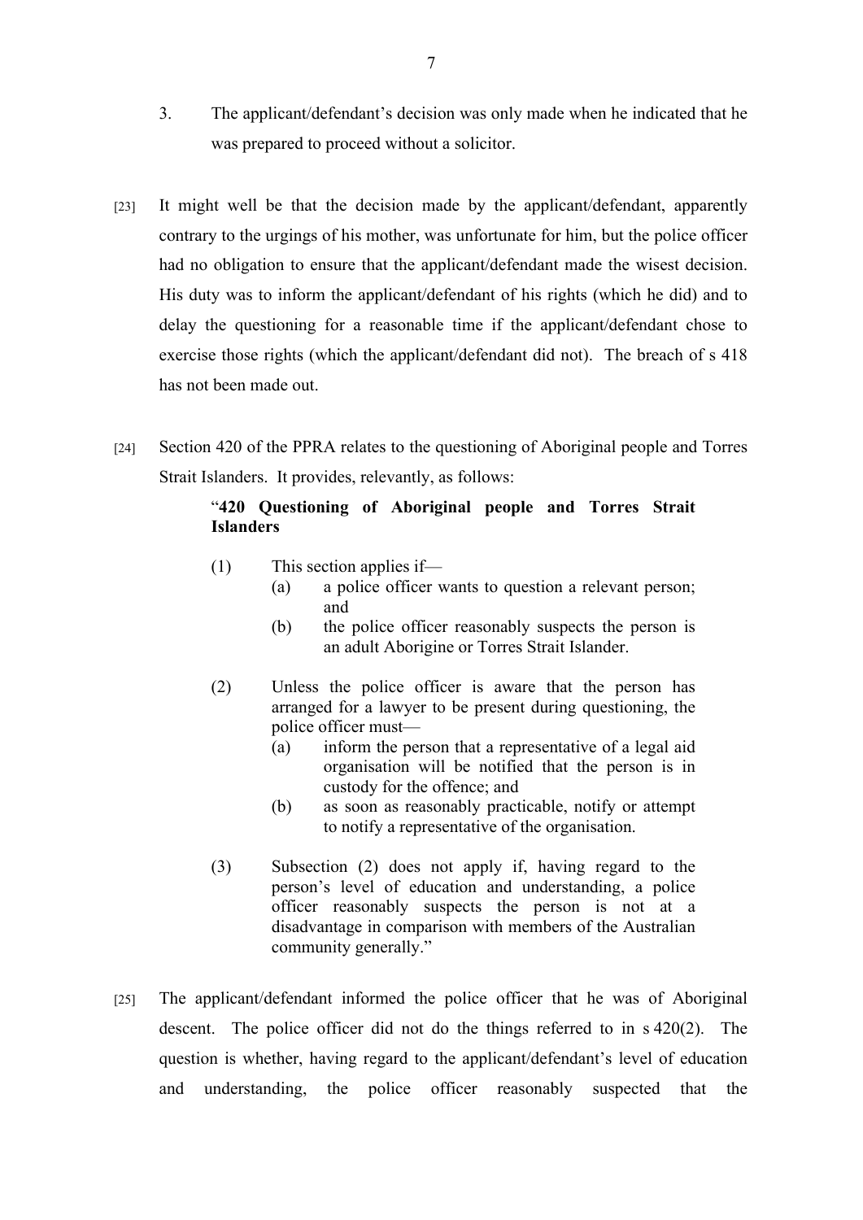3. The applicant/defendant's decision was only made when he indicated that he was prepared to proceed without a solicitor.

[23] It might well be that the decision made by the applicant/defendant, apparently contrary to the urgings of his mother, was unfortunate for him, but the police officer had no obligation to ensure that the applicant/defendant made the wisest decision. His duty was to inform the applicant/defendant of his rights (which he did) and to delay the questioning for a reasonable time if the applicant/defendant chose to exercise those rights (which the applicant/defendant did not). The breach of s 418 has not been made out.

[24] Section 420 of the PPRA relates to the questioning of Aboriginal people and Torres Strait Islanders. It provides, relevantly, as follows:

> "**420 Questioning of Aboriginal people and Torres Strait Islanders**
>
> (1) This section applies if—
> (a) a police officer wants to question a relevant person; and
> (b) the police officer reasonably suspects the person is an adult Aborigine or Torres Strait Islander.
>
> (2) Unless the police officer is aware that the person has arranged for a lawyer to be present during questioning, the police officer must—
> (a) inform the person that a representative of a legal aid organisation will be notified that the person is in custody for the offence; and
> (b) as soon as reasonably practicable, notify or attempt to notify a representative of the organisation.
>
> (3) Subsection (2) does not apply if, having regard to the person's level of education and understanding, a police officer reasonably suspects the person is not at a disadvantage in comparison with members of the Australian community generally."

[25] The applicant/defendant informed the police officer that he was of Aboriginal descent. The police officer did not do the things referred to in s 420(2). The question is whether, having regard to the applicant/defendant's level of education and understanding, the police officer reasonably suspected that the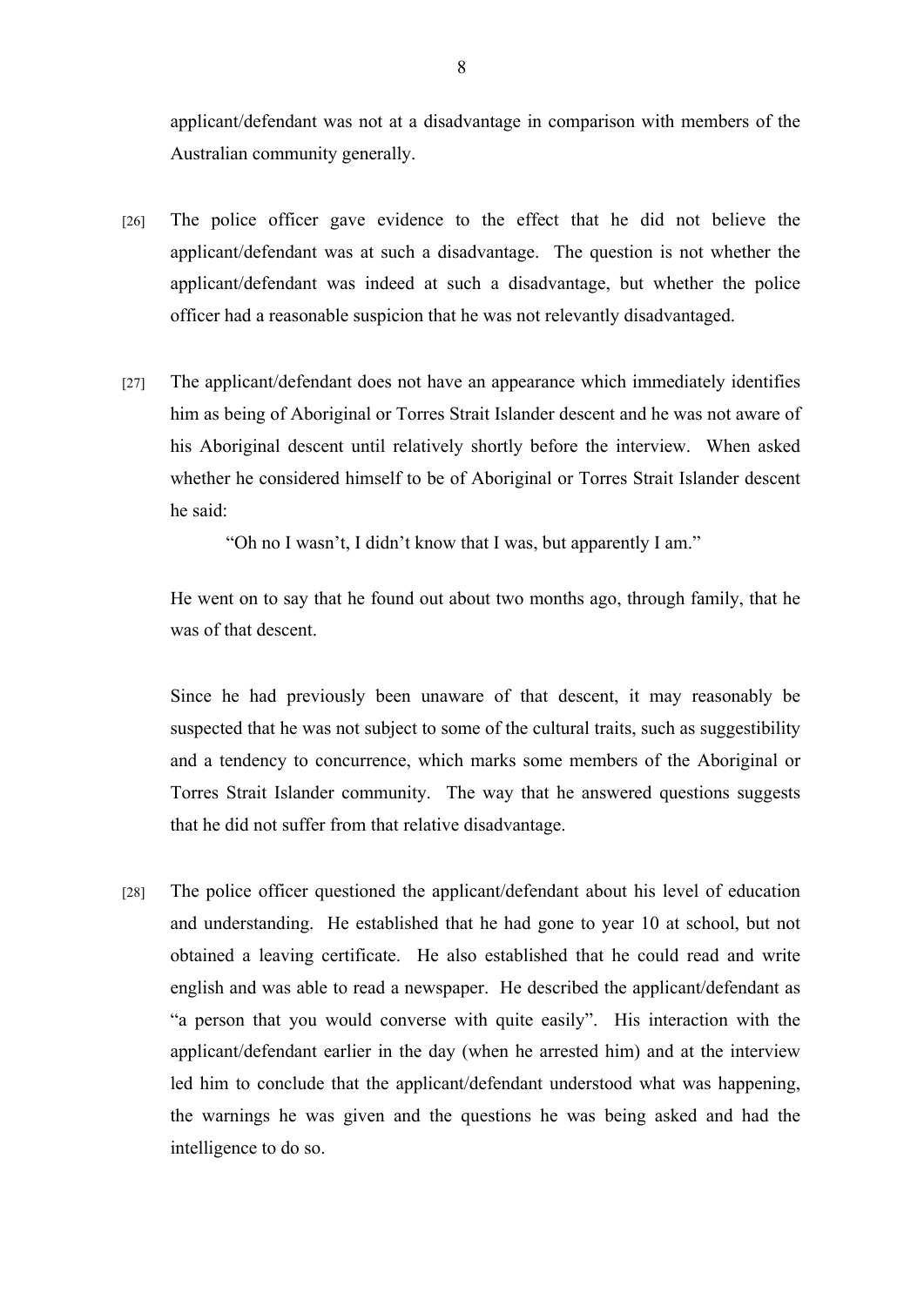applicant/defendant was not at a disadvantage in comparison with members of the Australian community generally.

[26] The police officer gave evidence to the effect that he did not believe the applicant/defendant was at such a disadvantage. The question is not whether the applicant/defendant was indeed at such a disadvantage, but whether the police officer had a reasonable suspicion that he was not relevantly disadvantaged.

[27] The applicant/defendant does not have an appearance which immediately identifies him as being of Aboriginal or Torres Strait Islander descent and he was not aware of his Aboriginal descent until relatively shortly before the interview. When asked whether he considered himself to be of Aboriginal or Torres Strait Islander descent he said:

> "Oh no I wasn't, I didn't know that I was, but apparently I am."

He went on to say that he found out about two months ago, through family, that he was of that descent.

Since he had previously been unaware of that descent, it may reasonably be suspected that he was not subject to some of the cultural traits, such as suggestibility and a tendency to concurrence, which marks some members of the Aboriginal or Torres Strait Islander community. The way that he answered questions suggests that he did not suffer from that relative disadvantage.

[28] The police officer questioned the applicant/defendant about his level of education and understanding. He established that he had gone to year 10 at school, but not obtained a leaving certificate. He also established that he could read and write english and was able to read a newspaper. He described the applicant/defendant as "a person that you would converse with quite easily". His interaction with the applicant/defendant earlier in the day (when he arrested him) and at the interview led him to conclude that the applicant/defendant understood what was happening, the warnings he was given and the questions he was being asked and had the intelligence to do so.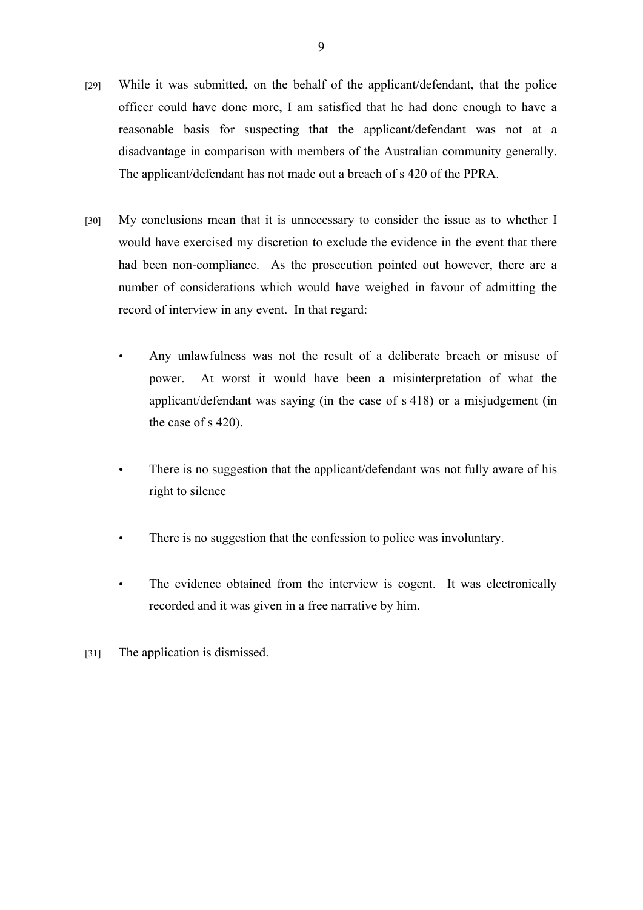[29] While it was submitted, on the behalf of the applicant/defendant, that the police officer could have done more, I am satisfied that he had done enough to have a reasonable basis for suspecting that the applicant/defendant was not at a disadvantage in comparison with members of the Australian community generally. The applicant/defendant has not made out a breach of s 420 of the PPRA.

[30] My conclusions mean that it is unnecessary to consider the issue as to whether I would have exercised my discretion to exclude the evidence in the event that there had been non-compliance. As the prosecution pointed out however, there are a number of considerations which would have weighed in favour of admitting the record of interview in any event. In that regard:

- Any unlawfulness was not the result of a deliberate breach or misuse of power. At worst it would have been a misinterpretation of what the applicant/defendant was saying (in the case of s 418) or a misjudgement (in the case of s 420).

- There is no suggestion that the applicant/defendant was not fully aware of his right to silence

- There is no suggestion that the confession to police was involuntary.

- The evidence obtained from the interview is cogent. It was electronically recorded and it was given in a free narrative by him.

[31] The application is dismissed.